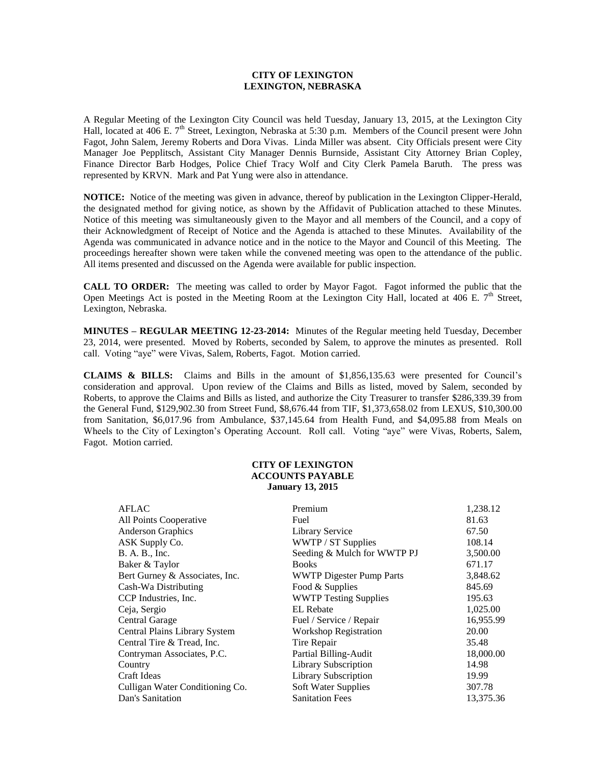# CITY OF LEXINGTON
## LEXINGTON, NEBRASKA

A Regular Meeting of the Lexington City Council was held Tuesday, January 13, 2015, at the Lexington City Hall, located at 406 E. 7th Street, Lexington, Nebraska at 5:30 p.m. Members of the Council present were John Fagot, John Salem, Jeremy Roberts and Dora Vivas. Linda Miller was absent. City Officials present were City Manager Joe Pepplitsch, Assistant City Manager Dennis Burnside, Assistant City Attorney Brian Copley, Finance Director Barb Hodges, Police Chief Tracy Wolf and City Clerk Pamela Baruth. The press was represented by KRVN. Mark and Pat Yung were also in attendance.

**NOTICE:** Notice of the meeting was given in advance, thereof by publication in the Lexington Clipper-Herald, the designated method for giving notice, as shown by the Affidavit of Publication attached to these Minutes. Notice of this meeting was simultaneously given to the Mayor and all members of the Council, and a copy of their Acknowledgment of Receipt of Notice and the Agenda is attached to these Minutes. Availability of the Agenda was communicated in advance notice and in the notice to the Mayor and Council of this Meeting. The proceedings hereafter shown were taken while the convened meeting was open to the attendance of the public. All items presented and discussed on the Agenda were available for public inspection.

**CALL TO ORDER:** The meeting was called to order by Mayor Fagot. Fagot informed the public that the Open Meetings Act is posted in the Meeting Room at the Lexington City Hall, located at 406 E. 7th Street, Lexington, Nebraska.

**MINUTES – REGULAR MEETING 12-23-2014:** Minutes of the Regular meeting held Tuesday, December 23, 2014, were presented. Moved by Roberts, seconded by Salem, to approve the minutes as presented. Roll call. Voting "aye" were Vivas, Salem, Roberts, Fagot. Motion carried.

**CLAIMS & BILLS:** Claims and Bills in the amount of $1,856,135.63 were presented for Council's consideration and approval. Upon review of the Claims and Bills as listed, moved by Salem, seconded by Roberts, to approve the Claims and Bills as listed, and authorize the City Treasurer to transfer $286,339.39 from the General Fund, $129,902.30 from Street Fund, $8,676.44 from TIF, $1,373,658.02 from LEXUS, $10,300.00 from Sanitation, $6,017.96 from Ambulance, $37,145.64 from Health Fund, and $4,095.88 from Meals on Wheels to the City of Lexington's Operating Account. Roll call. Voting "aye" were Vivas, Roberts, Salem, Fagot. Motion carried.

### CITY OF LEXINGTON
### ACCOUNTS PAYABLE
### January 13, 2015

| | | |
|---|---|---|
| AFLAC | Premium | 1,238.12 |
| All Points Cooperative | Fuel | 81.63 |
| Anderson Graphics | Library Service | 67.50 |
| ASK Supply Co. | WWTP / ST Supplies | 108.14 |
| B. A. B., Inc. | Seeding & Mulch for WWTP PJ | 3,500.00 |
| Baker & Taylor | Books | 671.17 |
| Bert Gurney & Associates, Inc. | WWTP Digester Pump Parts | 3,848.62 |
| Cash-Wa Distributing | Food & Supplies | 845.69 |
| CCP Industries, Inc. | WWTP Testing Supplies | 195.63 |
| Ceja, Sergio | EL Rebate | 1,025.00 |
| Central Garage | Fuel / Service / Repair | 16,955.99 |
| Central Plains Library System | Workshop Registration | 20.00 |
| Central Tire & Tread, Inc. | Tire Repair | 35.48 |
| Contryman Associates, P.C. | Partial Billing-Audit | 18,000.00 |
| Country | Library Subscription | 14.98 |
| Craft Ideas | Library Subscription | 19.99 |
| Culligan Water Conditioning Co. | Soft Water Supplies | 307.78 |
| Dan's Sanitation | Sanitation Fees | 13,375.36 |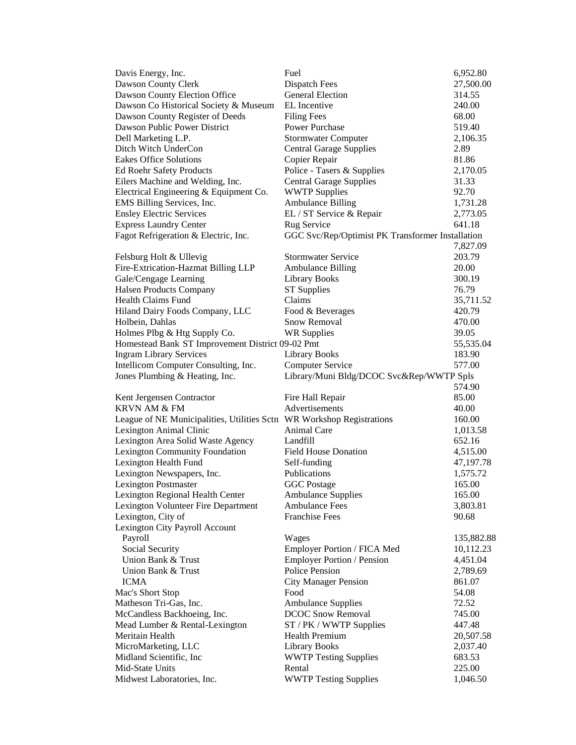| | | |
|---|---|---|
| Davis Energy, Inc. | Fuel | 6,952.80 |
| Dawson County Clerk | Dispatch Fees | 27,500.00 |
| Dawson County Election Office | General Election | 314.55 |
| Dawson Co Historical Society & Museum | EL Incentive | 240.00 |
| Dawson County Register of Deeds | Filing Fees | 68.00 |
| Dawson Public Power District | Power Purchase | 519.40 |
| Dell Marketing L.P. | Stormwater Computer | 2,106.35 |
| Ditch Witch UnderCon | Central Garage Supplies | 2.89 |
| Eakes Office Solutions | Copier Repair | 81.86 |
| Ed Roehr Safety Products | Police - Tasers & Supplies | 2,170.05 |
| Eilers Machine and Welding, Inc. | Central Garage Supplies | 31.33 |
| Electrical Engineering & Equipment Co. | WWTP Supplies | 92.70 |
| EMS Billing Services, Inc. | Ambulance Billing | 1,731.28 |
| Ensley Electric Services | EL / ST Service & Repair | 2,773.05 |
| Express Laundry Center | Rug Service | 641.18 |
| Fagot Refrigeration & Electric, Inc. | GGC Svc/Rep/Optimist PK Transformer Installation | 7,827.09 |
| Felsburg Holt & Ullevig | Stormwater Service | 203.79 |
| Fire-Extrication-Hazmat Billing LLP | Ambulance Billing | 20.00 |
| Gale/Cengage Learning | Library Books | 300.19 |
| Halsen Products Company | ST Supplies | 76.79 |
| Health Claims Fund | Claims | 35,711.52 |
| Hiland Dairy Foods Company, LLC | Food & Beverages | 420.79 |
| Holbein, Dahlas | Snow Removal | 470.00 |
| Holmes Plbg & Htg Supply Co. | WR Supplies | 39.05 |
| Homestead Bank ST Improvement District 09-02 Pmt | | 55,535.04 |
| Ingram Library Services | Library Books | 183.90 |
| Intellicom Computer Consulting, Inc. | Computer Service | 577.00 |
| Jones Plumbing & Heating, Inc. | Library/Muni Bldg/DCOC Svc&Rep/WWTP Spls | 574.90 |
| Kent Jergensen Contractor | Fire Hall Repair | 85.00 |
| KRVN AM & FM | Advertisements | 40.00 |
| League of NE Municipalities, Utilities Sctn | WR Workshop Registrations | 160.00 |
| Lexington Animal Clinic | Animal Care | 1,013.58 |
| Lexington Area Solid Waste Agency | Landfill | 652.16 |
| Lexington Community Foundation | Field House Donation | 4,515.00 |
| Lexington Health Fund | Self-funding | 47,197.78 |
| Lexington Newspapers, Inc. | Publications | 1,575.72 |
| Lexington Postmaster | GGC Postage | 165.00 |
| Lexington Regional Health Center | Ambulance Supplies | 165.00 |
| Lexington Volunteer Fire Department | Ambulance Fees | 3,803.81 |
| Lexington, City of | Franchise Fees | 90.68 |
| Lexington City Payroll Account | | |
| Payroll | Wages | 135,882.88 |
| Social Security | Employer Portion / FICA Med | 10,112.23 |
| Union Bank & Trust | Employer Portion / Pension | 4,451.04 |
| Union Bank & Trust | Police Pension | 2,789.69 |
| ICMA | City Manager Pension | 861.07 |
| Mac's Short Stop | Food | 54.08 |
| Matheson Tri-Gas, Inc. | Ambulance Supplies | 72.52 |
| McCandless Backhoeing, Inc. | DCOC Snow Removal | 745.00 |
| Mead Lumber & Rental-Lexington | ST / PK / WWTP Supplies | 447.48 |
| Meritain Health | Health Premium | 20,507.58 |
| MicroMarketing, LLC | Library Books | 2,037.40 |
| Midland Scientific, Inc | WWTP Testing Supplies | 683.53 |
| Mid-State Units | Rental | 225.00 |
| Midwest Laboratories, Inc. | WWTP Testing Supplies | 1,046.50 |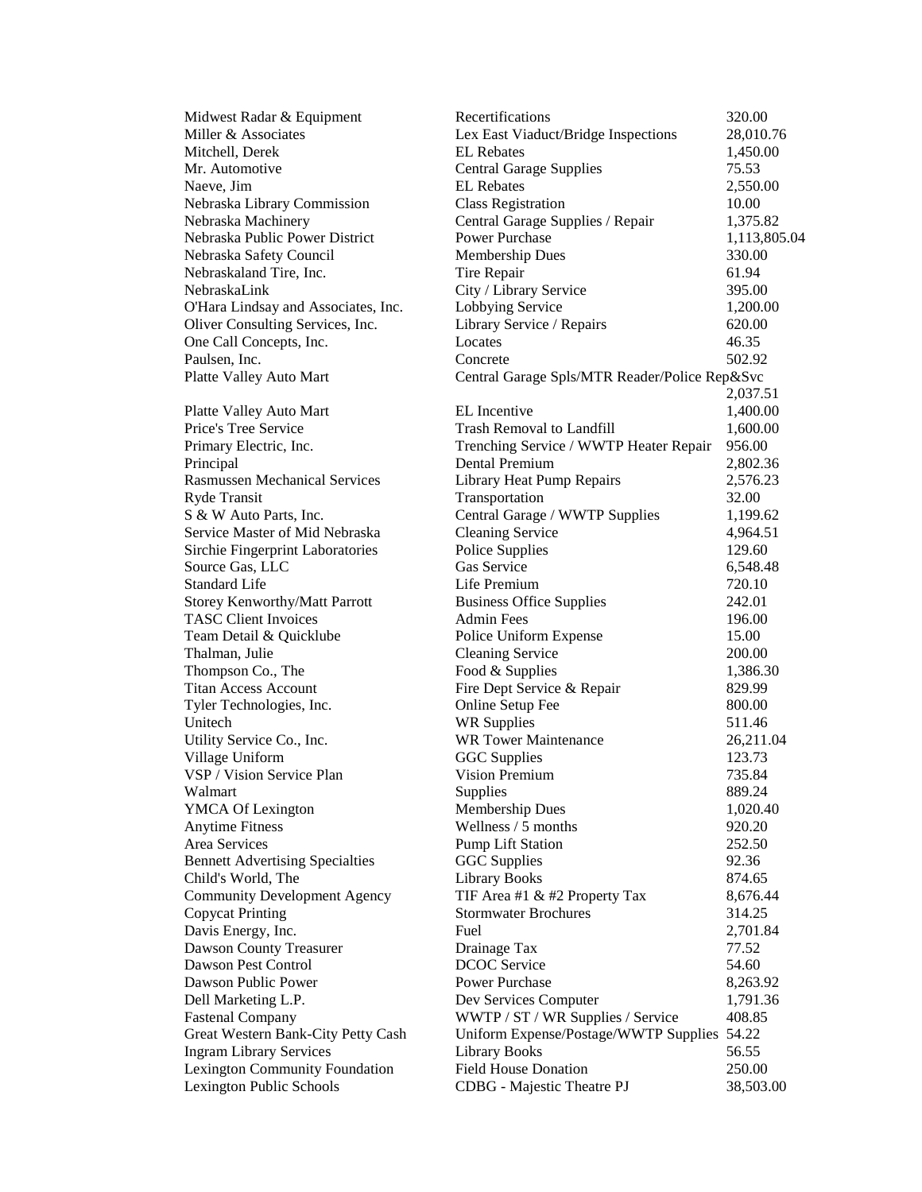| | | |
|---|---|---|
| Midwest Radar & Equipment | Recertifications | 320.00 |
| Miller & Associates | Lex East Viaduct/Bridge Inspections | 28,010.76 |
| Mitchell, Derek | EL Rebates | 1,450.00 |
| Mr. Automotive | Central Garage Supplies | 75.53 |
| Naeve, Jim | EL Rebates | 2,550.00 |
| Nebraska Library Commission | Class Registration | 10.00 |
| Nebraska Machinery | Central Garage Supplies / Repair | 1,375.82 |
| Nebraska Public Power District | Power Purchase | 1,113,805.04 |
| Nebraska Safety Council | Membership Dues | 330.00 |
| Nebraskaland Tire, Inc. | Tire Repair | 61.94 |
| NebraskaLink | City / Library Service | 395.00 |
| O'Hara Lindsay and Associates, Inc. | Lobbying Service | 1,200.00 |
| Oliver Consulting Services, Inc. | Library Service / Repairs | 620.00 |
| One Call Concepts, Inc. | Locates | 46.35 |
| Paulsen, Inc. | Concrete | 502.92 |
| Platte Valley Auto Mart | Central Garage Spls/MTR Reader/Police Rep&Svc | 2,037.51 |
| Platte Valley Auto Mart | EL Incentive | 1,400.00 |
| Price's Tree Service | Trash Removal to Landfill | 1,600.00 |
| Primary Electric, Inc. | Trenching Service / WWTP Heater Repair | 956.00 |
| Principal | Dental Premium | 2,802.36 |
| Rasmussen Mechanical Services | Library Heat Pump Repairs | 2,576.23 |
| Ryde Transit | Transportation | 32.00 |
| S & W Auto Parts, Inc. | Central Garage / WWTP Supplies | 1,199.62 |
| Service Master of Mid Nebraska | Cleaning Service | 4,964.51 |
| Sirchie Fingerprint Laboratories | Police Supplies | 129.60 |
| Source Gas, LLC | Gas Service | 6,548.48 |
| Standard Life | Life Premium | 720.10 |
| Storey Kenworthy/Matt Parrott | Business Office Supplies | 242.01 |
| TASC Client Invoices | Admin Fees | 196.00 |
| Team Detail & Quicklube | Police Uniform Expense | 15.00 |
| Thalman, Julie | Cleaning Service | 200.00 |
| Thompson Co., The | Food & Supplies | 1,386.30 |
| Titan Access Account | Fire Dept Service & Repair | 829.99 |
| Tyler Technologies, Inc. | Online Setup Fee | 800.00 |
| Unitech | WR Supplies | 511.46 |
| Utility Service Co., Inc. | WR Tower Maintenance | 26,211.04 |
| Village Uniform | GGC Supplies | 123.73 |
| VSP / Vision Service Plan | Vision Premium | 735.84 |
| Walmart | Supplies | 889.24 |
| YMCA Of Lexington | Membership Dues | 1,020.40 |
| Anytime Fitness | Wellness / 5 months | 920.20 |
| Area Services | Pump Lift Station | 252.50 |
| Bennett Advertising Specialties | GGC Supplies | 92.36 |
| Child's World, The | Library Books | 874.65 |
| Community Development Agency | TIF Area #1 & #2 Property Tax | 8,676.44 |
| Copycat Printing | Stormwater Brochures | 314.25 |
| Davis Energy, Inc. | Fuel | 2,701.84 |
| Dawson County Treasurer | Drainage Tax | 77.52 |
| Dawson Pest Control | DCOC Service | 54.60 |
| Dawson Public Power | Power Purchase | 8,263.92 |
| Dell Marketing L.P. | Dev Services Computer | 1,791.36 |
| Fastenal Company | WWTP / ST / WR Supplies / Service | 408.85 |
| Great Western Bank-City Petty Cash | Uniform Expense/Postage/WWTP Supplies | 54.22 |
| Ingram Library Services | Library Books | 56.55 |
| Lexington Community Foundation | Field House Donation | 250.00 |
| Lexington Public Schools | CDBG - Majestic Theatre PJ | 38,503.00 |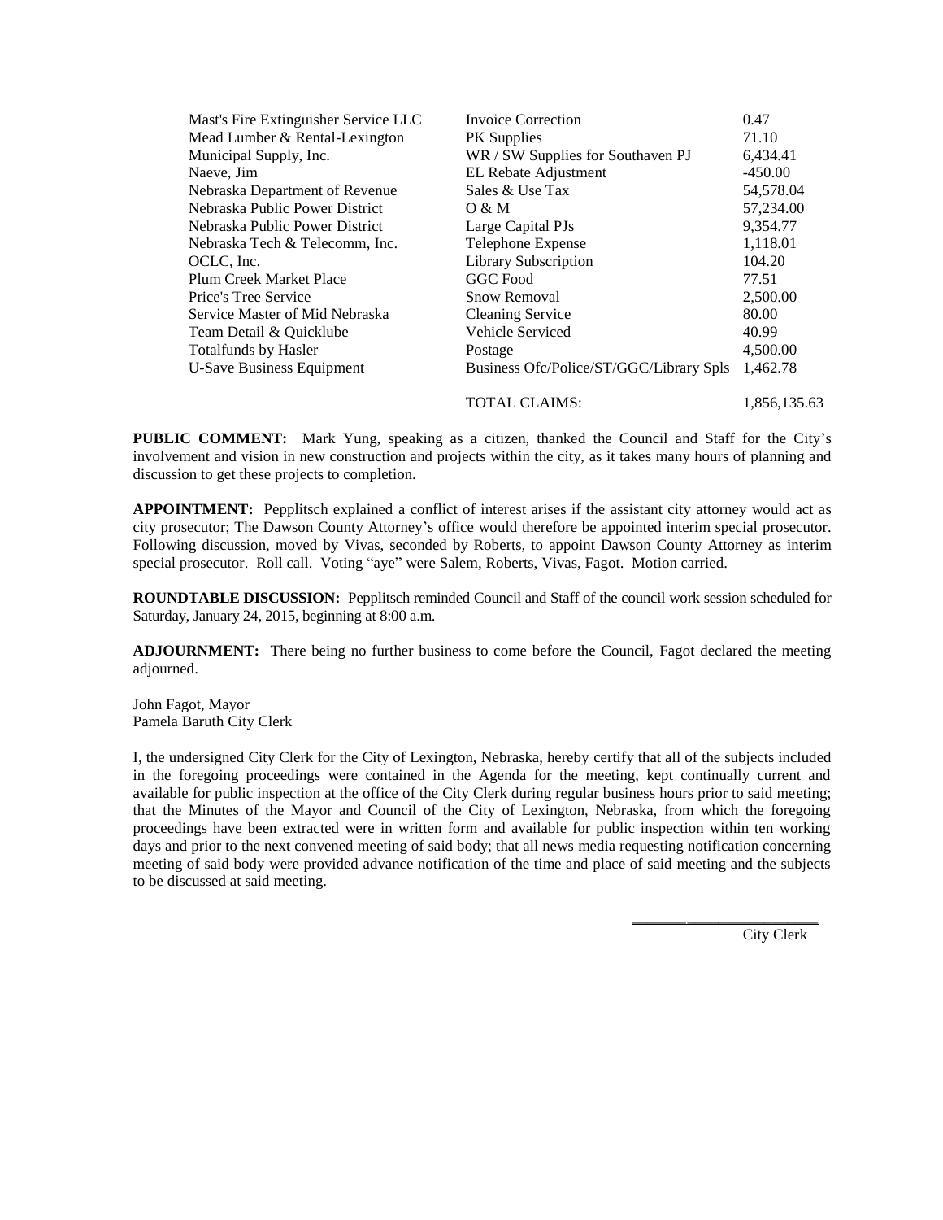| | | |
|---|---|---|
| Mast's Fire Extinguisher Service LLC | Invoice Correction | 0.47 |
| Mead Lumber & Rental-Lexington | PK Supplies | 71.10 |
| Municipal Supply, Inc. | WR / SW Supplies for Southaven PJ | 6,434.41 |
| Naeve, Jim | EL Rebate Adjustment | -450.00 |
| Nebraska Department of Revenue | Sales & Use Tax | 54,578.04 |
| Nebraska Public Power District | O & M | 57,234.00 |
| Nebraska Public Power District | Large Capital PJs | 9,354.77 |
| Nebraska Tech & Telecomm, Inc. | Telephone Expense | 1,118.01 |
| OCLC, Inc. | Library Subscription | 104.20 |
| Plum Creek Market Place | GGC Food | 77.51 |
| Price's Tree Service | Snow Removal | 2,500.00 |
| Service Master of Mid Nebraska | Cleaning Service | 80.00 |
| Team Detail & Quicklube | Vehicle Serviced | 40.99 |
| Totalfunds by Hasler | Postage | 4,500.00 |
| U-Save Business Equipment | Business Ofc/Police/ST/GGC/Library Spls | 1,462.78 |
| | TOTAL CLAIMS: | 1,856,135.63 |

**PUBLIC COMMENT:** Mark Yung, speaking as a citizen, thanked the Council and Staff for the City's involvement and vision in new construction and projects within the city, as it takes many hours of planning and discussion to get these projects to completion.

**APPOINTMENT:** Pepplitsch explained a conflict of interest arises if the assistant city attorney would act as city prosecutor; The Dawson County Attorney's office would therefore be appointed interim special prosecutor. Following discussion, moved by Vivas, seconded by Roberts, to appoint Dawson County Attorney as interim special prosecutor. Roll call. Voting "aye" were Salem, Roberts, Vivas, Fagot. Motion carried.

**ROUNDTABLE DISCUSSION:** Pepplitsch reminded Council and Staff of the council work session scheduled for Saturday, January 24, 2015, beginning at 8:00 a.m.

**ADJOURNMENT:** There being no further business to come before the Council, Fagot declared the meeting adjourned.

John Fagot, Mayor
Pamela Baruth City Clerk

I, the undersigned City Clerk for the City of Lexington, Nebraska, hereby certify that all of the subjects included in the foregoing proceedings were contained in the Agenda for the meeting, kept continually current and available for public inspection at the office of the City Clerk during regular business hours prior to said meeting; that the Minutes of the Mayor and Council of the City of Lexington, Nebraska, from which the foregoing proceedings have been extracted were in written form and available for public inspection within ten working days and prior to the next convened meeting of said body; that all news media requesting notification concerning meeting of said body were provided advance notification of the time and place of said meeting and the subjects to be discussed at said meeting.

\_\_\_\_\_\_\_\_\_\_\_\_\_\_\_\_\_\_\_\_\_\_\_\_
City Clerk